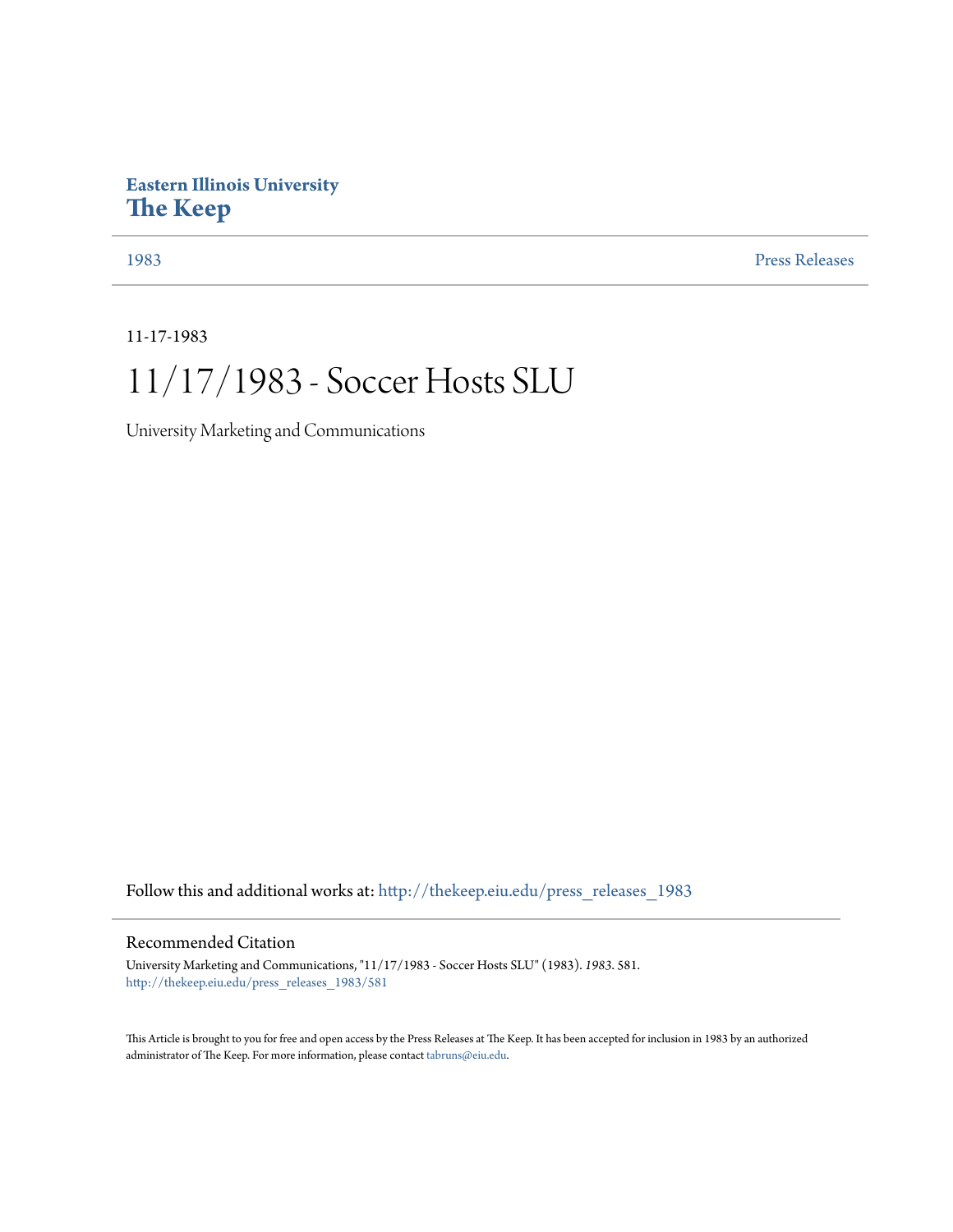**Eastern Illinois University**
**The Keep**

1983 | Press Releases

11-17-1983

# 11/17/1983 - Soccer Hosts SLU

University Marketing and Communications

Follow this and additional works at: http://thekeep.eiu.edu/press_releases_1983

## Recommended Citation

University Marketing and Communications, "11/17/1983 - Soccer Hosts SLU" (1983). *1983*. 581.
http://thekeep.eiu.edu/press_releases_1983/581

This Article is brought to you for free and open access by the Press Releases at The Keep. It has been accepted for inclusion in 1983 by an authorized administrator of The Keep. For more information, please contact tabruns@eiu.edu.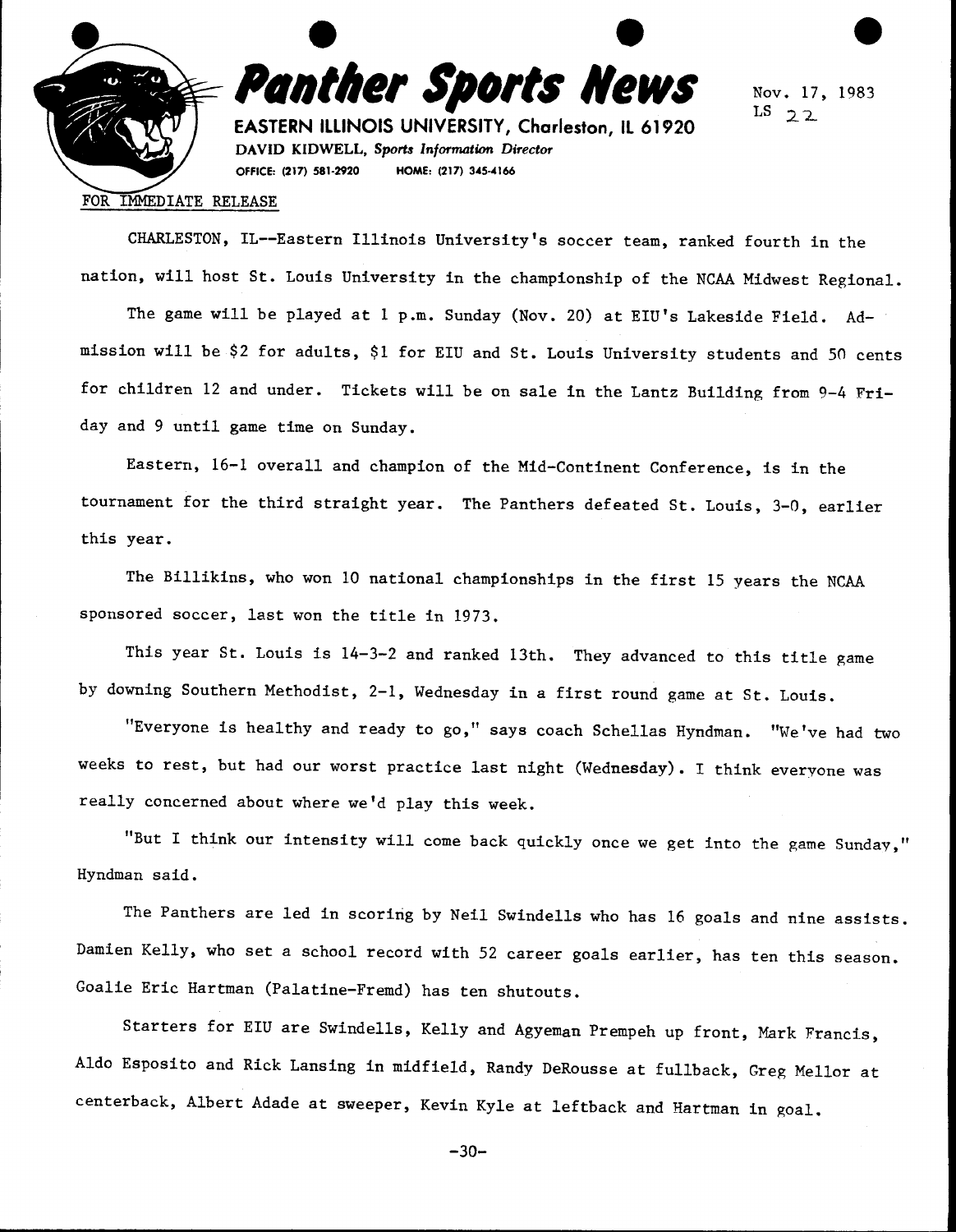# Panther Sports News

**EASTERN ILLINOIS UNIVERSITY, Charleston, IL 61920**

DAVID KIDWELL, *Sports Information Director*

OFFICE: (217) 581-2920 HOME: (217) 345-4166

Nov. 17, 1983

LS 22

FOR IMMEDIATE RELEASE

CHARLESTON, IL--Eastern Illinois University's soccer team, ranked fourth in the nation, will host St. Louis University in the championship of the NCAA Midwest Regional.

The game will be played at 1 p.m. Sunday (Nov. 20) at EIU's Lakeside Field. Admission will be $2 for adults, $1 for EIU and St. Louis University students and 50 cents for children 12 and under. Tickets will be on sale in the Lantz Building from 9-4 Friday and 9 until game time on Sunday.

Eastern, 16-1 overall and champion of the Mid-Continent Conference, is in the tournament for the third straight year. The Panthers defeated St. Louis, 3-0, earlier this year.

The Billikins, who won 10 national championships in the first 15 years the NCAA sponsored soccer, last won the title in 1973.

This year St. Louis is 14-3-2 and ranked 13th. They advanced to this title game by downing Southern Methodist, 2-1, Wednesday in a first round game at St. Louis.

"Everyone is healthy and ready to go," says coach Schellas Hyndman. "We've had two weeks to rest, but had our worst practice last night (Wednesday). I think everyone was really concerned about where we'd play this week.

"But I think our intensity will come back quickly once we get into the game Sunday," Hyndman said.

The Panthers are led in scoring by Neil Swindells who has 16 goals and nine assists. Damien Kelly, who set a school record with 52 career goals earlier, has ten this season. Goalie Eric Hartman (Palatine-Fremd) has ten shutouts.

Starters for EIU are Swindells, Kelly and Agyeman Prempeh up front, Mark Francis, Aldo Esposito and Rick Lansing in midfield, Randy DeRousse at fullback, Greg Mellor at centerback, Albert Adade at sweeper, Kevin Kyle at leftback and Hartman in goal.

-30-